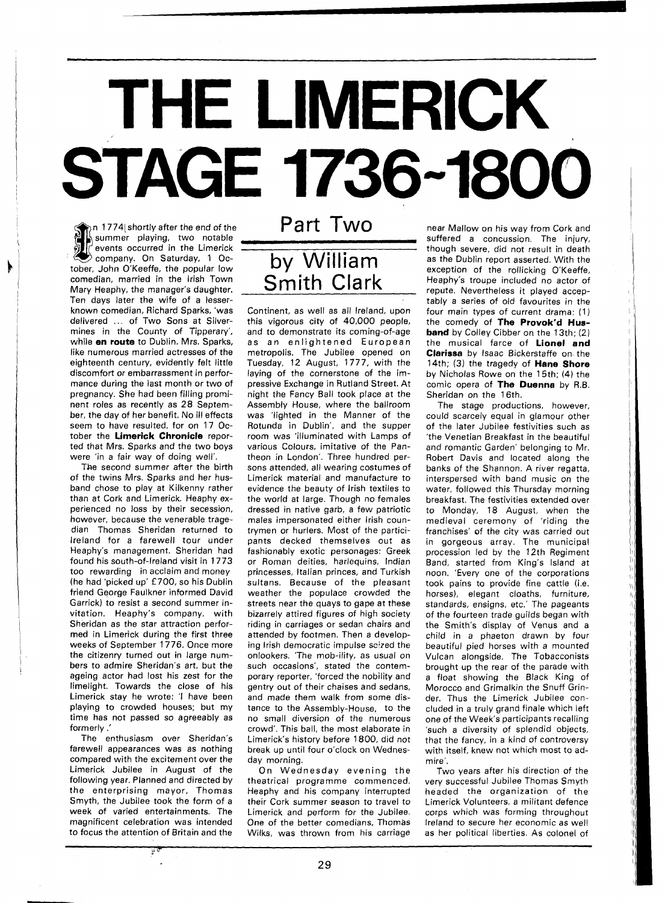# THE LIMERICK STAGE 1736-1800

## Part Two

### by William Smith Clark

In 1774 shortly after the end of the summer playing, two notable events occurred in the Limerick company. On Saturday, 1 October, John O'Keeffe, the popular low comedian, married in the Irish Town Mary Heaphy, the manager's daughter. Ten days later the wife of a lesser-known comedian, Richard Sparks, 'was delivered ... of Two Sons at Silvermines in the County of Tipperary', while **en route** to Dublin. Mrs. Sparks, like numerous married actresses of the eighteenth century, evidently felt little discomfort or embarrassment in performance during the last month or two of pregnancy. She had been filling prominent roles as recently as 28 September, the day of her benefit. No ill effects seem to have resulted, for on 17 October the **Limerick Chronicle** reported that Mrs. Sparks and the two boys were 'in a fair way of doing well'.

The second summer after the birth of the twins Mrs. Sparks and her husband chose to play at Kilkenny rather than at Cork and Limerick. Heaphy experienced no loss by their secession, however, because the venerable tragedian Thomas Sheridan returned to Ireland for a farewell tour under Heaphy's management. Sheridan had found his south-of-Ireland visit in 1773 too rewarding in acclaim and money (he had 'picked up' £700, so his Dublin friend George Faulkner informed David Garrick) to resist a second summer invitation. Heaphy's company, with Sheridan as the star attraction performed in Limerick during the first three weeks of September 1776. Once more the citizenry turned out in large numbers to admire Sheridan's art, but the ageing actor had lost his zest for the limelight. Towards the close of his Limerick stay he wrote: 'I have been playing to crowded houses; but my time has not passed so agreeably as formerly.'

The enthusiasm over Sheridan's farewell appearances was as nothing compared with the excitement over the Limerick Jubilee in August of the following year. Planned and directed by the enterprising mayor, Thomas Smyth, the Jubilee took the form of a week of varied entertainments. The magnificent celebration was intended to focus the attention of Britain and the Continent, as well as all Ireland, upon this vigorous city of 40,000 people, and to demonstrate its coming-of-age as an enlightened European metropolis. The Jubilee opened on Tuesday, 12 August, 1777, with the laying of the cornerstone of the impressive Exchange in Rutland Street. At night the Fancy Ball took place at the Assembly House, where the ballroom was 'lighted in the Manner of the Rotunda in Dublin', and the supper room was 'illuminated with Lamps of various Colours, imitative of the Pantheon in London'. Three hundred persons attended, all wearing costumes of Limerick material and manufacture to evidence the beauty of Irish textiles to the world at large. Though no females dressed in native garb, a few patriotic males impersonated either Irish countrymen or hurlers. Most of the participants decked themselves out as fashionably exotic personages: Greek or Roman deities, harlequins, Indian princesses, Italian princes, and Turkish sultans. Because of the pleasant weather the populace crowded the streets near the quays to gape at these bizarrely attired figures of high society riding in carriages or sedan chairs and attended by footmen. Then a developing Irish democratic impulse seized the onlookers. 'The mob-ility, as usual on such occasions', stated the contemporary reporter, 'forced the nobility and gentry out of their chaises and sedans, and made them walk from some distance to the Assembly-House, to the no small diversion of the numerous crowd'. This ball, the most elaborate in Limerick's history before 1800, did not break up until four o'clock on Wednesday morning.

On Wednesday evening the theatrical programme commenced. Heaphy and his company interrupted their Cork summer season to travel to Limerick and perform for the Jubilee. One of the better comedians, Thomas Wilks, was thrown from his carriage near Mallow on his way from Cork and suffered a concussion. The injury, though severe, did not result in death as the Dublin report asserted. With the exception of the rollicking O'Keeffe, Heaphy's troupe included no actor of repute. Nevertheless it played acceptably a series of old favourites in the four main types of current drama: (1) the comedy of **The Provok'd Husband** by Colley Cibber on the 13th; (2) the musical farce of **Lionel and Clarissa** by Isaac Bickerstaffe on the 14th; (3) the tragedy of **Hane Shore** by Nicholas Rowe on the 15th; (4) the comic opera of **The Duenna** by R.B. Sheridan on the 16th.

The stage productions, however, could scarcely equal in glamour other of the later Jubilee festivities such as 'the Venetian Breakfast in the beautiful and romantic Garden' belonging to Mr. Robert Davis and located along the banks of the Shannon. A river regatta, interspersed with band music on the water, followed this Thursday morning breakfast. The festivities extended over to Monday, 18 August, when the medieval ceremony of 'riding the franchises' of the city was carried out in gorgeous array. The municipal procession led by the 12th Regiment Band, started from King's Island at noon. 'Every one of the corporations took pains to provide fine cattle (i.e. horses), elegant cloaths, furniture, standards, ensigns, etc.' The pageants of the fourteen trade guilds began with the Smith's display of Venus and a child in a phaeton drawn by four beautiful pied horses with a mounted Vulcan alongside. The Tobacconists brought up the rear of the parade with a float showing the Black King of Morocco and Grimalkin the Snuff Grinder. Thus the Limerick Jubilee concluded in a truly grand finale which left one of the Week's participants recalling 'such a diversity of splendid objects, that the fancy, in a kind of controversy with itself, knew not which most to admire'.

Two years after his direction of the very successful Jubilee Thomas Smyth headed the organization of the Limerick Volunteers, a militant defence corps which was forming throughout Ireland to secure her economic as well as her political liberties. As colonel of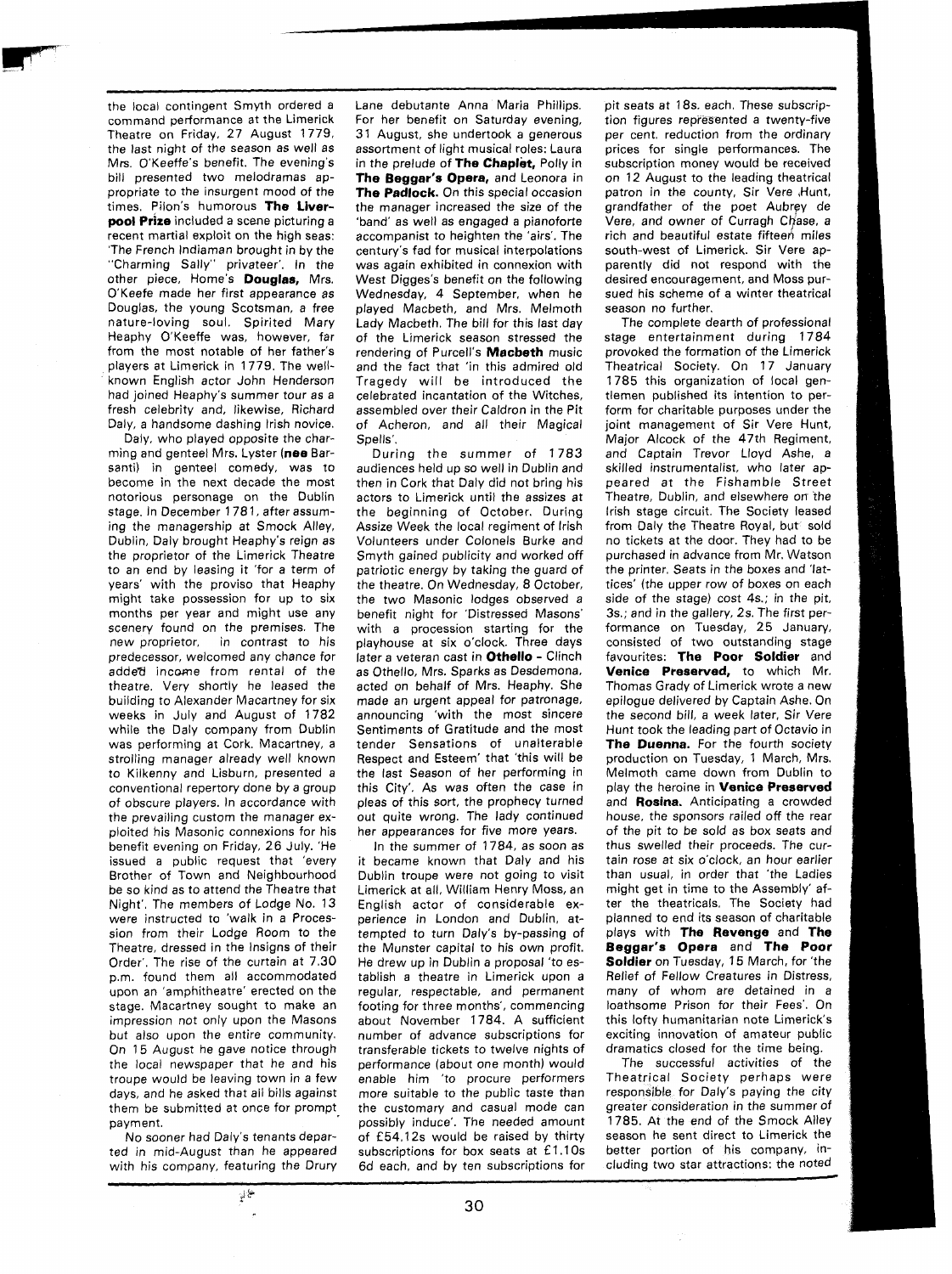the local contingent Smyth ordered a command performance at the Limerick Theatre on Friday, 27 August 1779, the last night of the season as well as Mrs. O'Keeffe's benefit. The evening's bill presented two melodramas appropriate to the insurgent mood of the times. Pilon's humorous **The Liverpool Prize** included a scene picturing a recent martial exploit on the high seas: 'The French Indiaman brought in by the "Charming Sally" privateer'. In the other piece, Home's **Douglas,** Mrs. O'Keefe made her first appearance as Douglas, the young Scotsman, a free nature-loving soul. Spirited Mary Heaphy O'Keeffe was, however, far from the most notable of her father's players at Limerick in 1779. The well-known English actor John Henderson had joined Heaphy's summer tour as a fresh celebrity and, likewise, Richard Daly, a handsome dashing Irish novice.

Daly, who played opposite the charming and genteel Mrs. Lyster (**nee** Barsanti) in genteel comedy, was to become in the next decade the most notorious personage on the Dublin stage. In December 1781, after assuming the managership at Smock Alley, Dublin, Daly brought Heaphy's reign as the proprietor of the Limerick Theatre to an end by leasing it 'for a term of years' with the proviso that Heaphy might take possession for up to six months per year and might use any scenery found on the premises. The new proprietor, in contrast to his predecessor, welcomed any chance for added income from rental of the theatre. Very shortly he leased the building to Alexander Macartney for six weeks in July and August of 1782 while the Daly company from Dublin was performing at Cork. Macartney, a strolling manager already well known to Kilkenny and Lisburn, presented a conventional repertory done by a group of obscure players. In accordance with the prevailing custom the manager exploited his Masonic connexions for his benefit evening on Friday, 26 July. 'He issued a public request that 'every Brother of Town and Neighbourhood be so kind as to attend the Theatre that Night'. The members of Lodge No. 13 were instructed to 'walk in a Procession from their Lodge Room to the Theatre, dressed in the Insigns of their Order'. The rise of the curtain at 7.30 p.m. found them all accommodated upon an 'amphitheatre' erected on the stage. Macartney sought to make an impression not only upon the Masons but also upon the entire community. On 15 August he gave notice through the local newspaper that he and his troupe would be leaving town in a few days, and he asked that all bills against them be submitted at once for prompt payment.

No sooner had Daly's tenants departed in mid-August than he appeared with his company, featuring the Drury Lane debutante Anna Maria Phillips. For her benefit on Saturday evening, 31 August, she undertook a generous assortment of light musical roles: Laura in the prelude of **The Chaplet,** Polly in **The Beggar's Opera,** and Leonora in **The Padlock.** On this special occasion the manager increased the size of the 'band' as well as engaged a pianoforte accompanist to heighten the 'airs'. The century's fad for musical interpolations was again exhibited in connexion with West Digges's benefit on the following Wednesday, 4 September, when he played Macbeth, and Mrs. Melmoth Lady Macbeth. The bill for this last day of the Limerick season stressed the rendering of Purcell's **Macbeth** music and the fact that 'in this admired old Tragedy will be introduced the celebrated incantation of the Witches, assembled over their Caldron in the Pit of Acheron, and all their Magical Spells'.

During the summer of 1783 audiences held up so well in Dublin and then in Cork that Daly did not bring his actors to Limerick until the assizes at the beginning of October. During Assize Week the local regiment of Irish Volunteers under Colonels Burke and Smyth gained publicity and worked off patriotic energy by taking the guard of the theatre. On Wednesday, 8 October, the two Masonic lodges observed a benefit night for 'Distressed Masons' with a procession starting for the playhouse at six o'clock. Three days later a veteran cast in **Othello** - Clinch as Othello, Mrs. Sparks as Desdemona, acted on behalf of Mrs. Heaphy. She made an urgent appeal for patronage, announcing 'with the most sincere Sentiments of Gratitude and the most tender Sensations of unalterable Respect and Esteem' that 'this will be the last Season of her performing in this City'. As was often the case in pleas of this sort, the prophecy turned out quite wrong. The lady continued her appearances for five more years.

In the summer of 1784, as soon as it became known that Daly and his Dublin troupe were not going to visit Limerick at all, William Henry Moss, an English actor of considerable experience in London and Dublin, attempted to turn Daly's by-passing of the Munster capital to his own profit. He drew up in Dublin a proposal 'to establish a theatre in Limerick upon a regular, respectable, and permanent footing for three months', commencing about November 1784. A sufficient number of advance subscriptions for transferable tickets to twelve nights of performance (about one month) would enable him 'to procure performers more suitable to the public taste than the customary and casual mode can possibly induce'. The needed amount of £54.12s would be raised by thirty subscriptions for box seats at £1.10s 6d each, and by ten subscriptions for pit seats at 18s. each. These subscription figures represented a twenty-five per cent. reduction from the ordinary prices for single performances. The subscription money would be received on 12 August to the leading theatrical patron in the county, Sir Vere Hunt, grandfather of the poet Aubrey de Vere, and owner of Curragh Chase, a rich and beautiful estate fifteen miles south-west of Limerick. Sir Vere apparently did not respond with the desired encouragement, and Moss pursued his scheme of a winter theatrical season no further.

The complete dearth of professional stage entertainment during 1784 provoked the formation of the Limerick Theatrical Society. On 17 January 1785 this organization of local gentlemen published its intention to perform for charitable purposes under the joint management of Sir Vere Hunt, Major Alcock of the 47th Regiment, and Captain Trevor Lloyd Ashe, a skilled instrumentalist, who later appeared at the Fishamble Street Theatre, Dublin, and elsewhere on the Irish stage circuit. The Society leased from Daly the Theatre Royal, but sold no tickets at the door. They had to be purchased in advance from Mr. Watson the printer. Seats in the boxes and 'lattices' (the upper row of boxes on each side of the stage) cost 4s.; in the pit, 3s.; and in the gallery, 2s. The first performance on Tuesday, 25 January, consisted of two outstanding stage favourites: **The Poor Soldier** and **Venice Preserved,** to which Mr. Thomas Grady of Limerick wrote a new epilogue delivered by Captain Ashe. On the second bill, a week later, Sir Vere Hunt took the leading part of Octavio in **The Duenna.** For the fourth society production on Tuesday, 1 March, Mrs. Melmoth came down from Dublin to play the heroine in **Venice Preserved** and **Rosina.** Anticipating a crowded house, the sponsors railed off the rear of the pit to be sold as box seats and thus swelled their proceeds. The curtain rose at six o'clock, an hour earlier than usual, in order that 'the Ladies might get in time to the Assembly' after the theatricals. The Society had planned to end its season of charitable plays with **The Revenge** and **The Beggar's Opera** and **The Poor Soldier** on Tuesday, 15 March, for 'the Relief of Fellow Creatures in Distress, many of whom are detained in a loathsome Prison for their Fees'. On this lofty humanitarian note Limerick's exciting innovation of amateur public dramatics closed for the time being.

The successful activities of the Theatrical Society perhaps were responsible for Daly's paying the city greater consideration in the summer of 1785. At the end of the Smock Alley season he sent direct to Limerick the better portion of his company, including two star attractions: the noted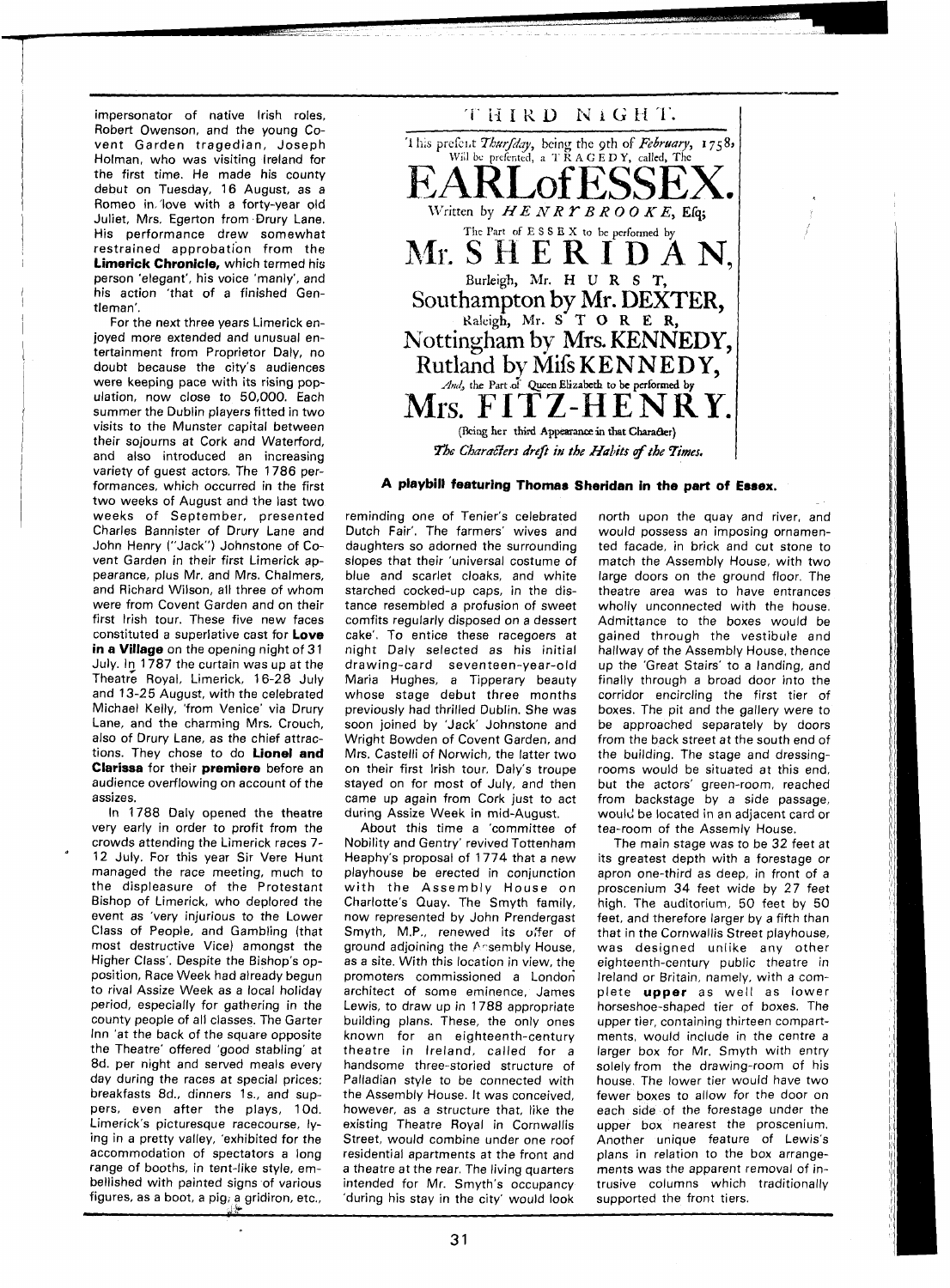impersonator of native Irish roles, Robert Owenson, and the young Covent Garden tragedian, Joseph Holman, who was visiting Ireland for the first time. He made his county debut on Tuesday, 16 August, as a Romeo in love with a forty-year old Juliet, Mrs. Egerton from Drury Lane. His performance drew somewhat restrained approbation from the **Limerick Chronicle,** which termed his person 'elegant', his voice 'manly', and his action 'that of a finished Gentleman'.

For the next three years Limerick enjoyed more extended and unusual entertainment from Proprietor Daly, no doubt because the city's audiences were keeping pace with its rising population, now close to 50,000. Each summer the Dublin players fitted in two visits to the Munster capital between their sojourns at Cork and Waterford, and also introduced an increasing variety of guest actors. The 1786 performances, which occurred in the first two weeks of August and the last two weeks of September, presented Charles Bannister of Drury Lane and John Henry ("Jack") Johnstone of Covent Garden in their first Limerick appearance, plus Mr. and Mrs. Chalmers, and Richard Wilson, all three of whom were from Covent Garden and on their first Irish tour. These five new faces constituted a superlative cast for **Love in a Village** on the opening night of 31 July. In 1787 the curtain was up at the Theatre Royal, Limerick, 16-28 July and 13-25 August, with the celebrated Michael Kelly, 'from Venice' via Drury Lane, and the charming Mrs. Crouch, also of Drury Lane, as the chief attractions. They chose to do **Lionel and Clarissa** for their **premiere** before an audience overflowing on account of the assizes.

In 1788 Daly opened the theatre very early in order to profit from the crowds attending the Limerick races 7-12 July. For this year Sir Vere Hunt managed the race meeting, much to the displeasure of the Protestant Bishop of Limerick, who deplored the event as 'very injurious to the Lower Class of People, and Gambling (that most destructive Vice) amongst the Higher Class'. Despite the Bishop's opposition, Race Week had already begun to rival Assize Week as a local holiday period, especially for gathering in the county people of all classes. The Garter Inn 'at the back of the square opposite the Theatre' offered 'good stabling' at 8d. per night and served meals every day during the races at special prices: breakfasts 8d., dinners 1s., and suppers, even after the plays, 10d. Limerick's picturesque racecourse, lying in a pretty valley, 'exhibited for the accommodation of spectators a long range of booths, in tent-like style, embellished with painted signs of various figures, as a boot, a pig, a gridiron, etc., reminding one of Tenier's celebrated Dutch Fair'. The farmers' wives and daughters so adorned the surrounding slopes that their 'universal costume of blue and scarlet cloaks, and white starched cocked-up caps, in the distance resembled a profusion of sweet comfits regularly disposed on a dessert cake'. To entice these racegoers at night Daly selected as his initial drawing-card seventeen-year-old Maria Hughes, a Tipperary beauty whose stage debut three months previously had thrilled Dublin. She was soon joined by 'Jack' Johnstone and Wright Bowden of Covent Garden, and Mrs. Castelli of Norwich, the latter two on their first Irish tour. Daly's troupe stayed on for most of July, and then came up again from Cork just to act during Assize Week in mid-August.

About this time a 'committee of Nobility and Gentry' revived Tottenham Heaphy's proposal of 1774 that a new playhouse be erected in conjunction with the Assembly House on Charlotte's Quay. The Smyth family, now represented by John Prendergast Smyth, M.P., renewed its offer of ground adjoining the Assembly House, as a site. With this location in view, the promoters commissioned a London architect of some eminence, James Lewis, to draw up in 1788 appropriate building plans. These, the only ones known for an eighteenth-century theatre in Ireland, called for a handsome three-storied structure of Palladian style to be connected with the Assembly House. It was conceived, however, as a structure that, like the existing Theatre Royal in Cornwallis Street, would combine under one roof residential apartments at the front and a theatre at the rear. The living quarters intended for Mr. Smyth's occupancy 'during his stay in the city' would look north upon the quay and river, and would possess an imposing ornamented facade, in brick and cut stone to match the Assembly House, with two large doors on the ground floor. The theatre area was to have entrances wholly unconnected with the house. Admittance to the boxes would be gained through the vestibule and hallway of the Assembly House, thence up the 'Great Stairs' to a landing, and finally through a broad door into the corridor encircling the first tier of boxes. The pit and the gallery were to be approached separately by doors from the back street at the south end of the building. The stage and dressing-rooms would be situated at this end, but the actors' green-room, reached from backstage by a side passage, would be located in an adjacent card or tea-room of the Assemly House.

The main stage was to be 32 feet at its greatest depth with a forestage or apron one-third as deep, in front of a proscenium 34 feet wide by 27 feet high. The auditorium, 50 feet by 50 feet, and therefore larger by a fifth than that in the Cornwallis Street playhouse, was designed unlike any other eighteenth-century public theatre in Ireland or Britain, namely, with a complete **upper** as well as lower horseshoe-shaped tier of boxes. The upper tier, containing thirteen compartments, would include in the centre a larger box for Mr. Smyth with entry solely from the drawing-room of his house. The lower tier would have two fewer boxes to allow for the door on each side of the forestage under the upper box nearest the proscenium. Another unique feature of Lewis's plans in relation to the box arrangements was the apparent removal of intrusive columns which traditionally supported the front tiers.

THIRD NIGHT.

This present *Thursday*, being the 9th of *February*, 1758, Will be presented, a TRAGEDY, called, The

EARL of ESSEX.

Written by *HENRY BROOKE*, Esq;

The Part of ESSEX to be performed by

Mr. SHERIDAN,

Burleigh, Mr. HURST,

Southampton by Mr. DEXTER,

Raleigh, Mr. STORER,

Nottingham by Mrs. KENNEDY,

Rutland by Miss KENNEDY,

*And*, the Part of Queen Elizabeth to be performed by

Mrs. FITZ-HENRY.

(Being her third Appearance in that Character)

*The Characters drest in the Habits of the Times.*

**A playbill featuring Thomas Sheridan in the part of Essex.**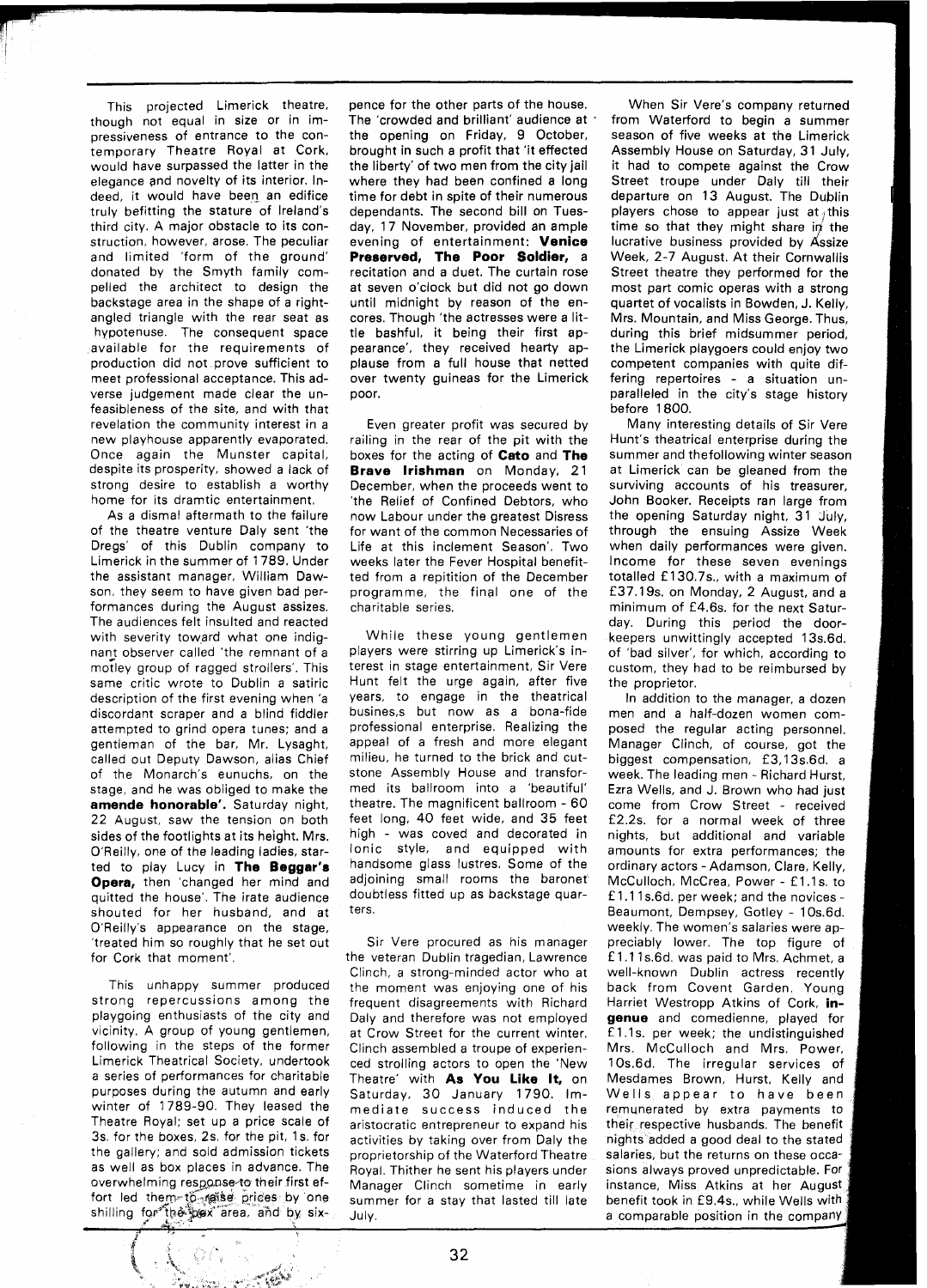This projected Limerick theatre, though not equal in size or in impressiveness of entrance to the contemporary Theatre Royal at Cork, would have surpassed the latter in the elegance and novelty of its interior. Indeed, it would have been an edifice truly befitting the stature of Ireland's third city. A major obstacle to its construction, however, arose. The peculiar and limited 'form of the ground' donated by the Smyth family compelled the architect to design the backstage area in the shape of a right-angled triangle with the rear seat as hypotenuse. The consequent space available for the requirements of production did not prove sufficient to meet professional acceptance. This adverse judgement made clear the unfeasibleness of the site, and with that revelation the community interest in a new playhouse apparently evaporated. Once again the Munster capital, despite its prosperity, showed a lack of strong desire to establish a worthy home for its dramtic entertainment.

As a dismal aftermath to the failure of the theatre venture Daly sent 'the Dregs' of this Dublin company to Limerick in the summer of 1789. Under the assistant manager, William Dawson, they seem to have given bad performances during the August assizes. The audiences felt insulted and reacted with severity toward what one indignant observer called 'the remnant of a motley group of ragged strollers'. This same critic wrote to Dublin a satiric description of the first evening when 'a discordant scraper and a blind fiddler attempted to grind opera tunes; and a gentleman of the bar, Mr. Lysaght, called out Deputy Dawson, alias Chief of the Monarch's eunuchs, on the stage, and he was obliged to make the **amende honorable'.** Saturday night, 22 August, saw the tension on both sides of the footlights at its height. Mrs. O'Reilly, one of the leading ladies, started to play Lucy in **The Beggar's Opera,** then 'changed her mind and quitted the house'. The irate audience shouted for her husband, and at O'Reilly's appearance on the stage, 'treated him so roughly that he set out for Cork that moment'.

This unhappy summer produced strong repercussions among the playgoing enthusiasts of the city and vicinity. A group of young gentlemen, following in the steps of the former Limerick Theatrical Society, undertook a series of performances for charitable purposes during the autumn and early winter of 1789-90. They leased the Theatre Royal; set up a price scale of 3s. for the boxes, 2s. for the pit, 1s. for the gallery; and sold admission tickets as well as box places in advance. The overwhelming response to their first effort led them to raise prices by one shilling for the box area, and by sixpence for the other parts of the house. The 'crowded and brilliant' audience at the opening on Friday, 9 October, brought in such a profit that 'it effected the liberty' of two men from the city jail where they had been confined a long time for debt in spite of their numerous dependants. The second bill on Tuesday, 17 November, provided an ample evening of entertainment: **Venice Preserved, The Poor Soldier,** a recitation and a duet. The curtain rose at seven o'clock but did not go down until midnight by reason of the encores. Though 'the actresses were a little bashful, it being their first appearance', they received hearty applause from a full house that netted over twenty guineas for the Limerick poor.

Even greater profit was secured by railing in the rear of the pit with the boxes for the acting of **Cato** and **The Brave Irishman** on Monday, 21 December, when the proceeds went to 'the Relief of Confined Debtors, who now Labour under the greatest Disress for want of the common Necessaries of Life at this inclement Season'. Two weeks later the Fever Hospital benefitted from a repitition of the December programme, the final one of the charitable series.

While these young gentlemen players were stirring up Limerick's interest in stage entertainment, Sir Vere Hunt felt the urge again, after five years, to engage in the theatrical busines,s but now as a bona-fide professional enterprise. Realizing the appeal of a fresh and more elegant milieu, he turned to the brick and cutstone Assembly House and transformed his ballroom into a 'beautiful' theatre. The magnificent ballroom - 60 feet long, 40 feet wide, and 35 feet high - was coved and decorated in Ionic style, and equipped with handsome glass lustres. Some of the adjoining small rooms the baronet doubtless fitted up as backstage quarters.

Sir Vere procured as his manager the veteran Dublin tragedian, Lawrence Clinch, a strong-minded actor who at the moment was enjoying one of his frequent disagreements with Richard Daly and therefore was not employed at Crow Street for the current winter. Clinch assembled a troupe of experienced strolling actors to open the 'New Theatre' with **As You Like It,** on Saturday, 30 January 1790. Immediate success induced the aristocratic entrepreneur to expand his activities by taking over from Daly the proprietorship of the Waterford Theatre Royal. Thither he sent his players under Manager Clinch sometime in early summer for a stay that lasted till late July.

When Sir Vere's company returned from Waterford to begin a summer season of five weeks at the Limerick Assembly House on Saturday, 31 July, it had to compete against the Crow Street troupe under Daly till their departure on 13 August. The Dublin players chose to appear just at this time so that they might share in the lucrative business provided by Assize Week, 2-7 August. At their Cornwallis Street theatre they performed for the most part comic operas with a strong quartet of vocalists in Bowden, J. Kelly, Mrs. Mountain, and Miss George. Thus, during this brief midsummer period, the Limerick playgoers could enjoy two competent companies with quite differing repertoires - a situation unparalleled in the city's stage history before 1800.

Many interesting details of Sir Vere Hunt's theatrical enterprise during the summer and thefollowing winter season at Limerick can be gleaned from the surviving accounts of his treasurer, John Booker. Receipts ran large from the opening Saturday night, 31 July, through the ensuing Assize Week when daily performances were given. Income for these seven evenings totalled £130,7s., with a maximum of £37.19s. on Monday, 2 August, and a minimum of £4.6s. for the next Saturday. During this period the doorkeepers unwittingly accepted 13s.6d. of 'bad silver', for which, according to custom, they had to be reimbursed by the proprietor.

In addition to the manager, a dozen men and a half-dozen women composed the regular acting personnel. Manager Clinch, of course, got the biggest compensation, £3,13s.6d. a week. The leading men - Richard Hurst, Ezra Wells, and J. Brown who had just come from Crow Street - received £2.2s. for a normal week of three nights, but additional and variable amounts for extra performances; the ordinary actors - Adamson, Clare, Kelly, McCulloch, McCrea, Power - £1.1s. to £1.11s.6d. per week; and the novices - Beaumont, Dempsey, Gotley - 10s.6d. weekly. The women's salaries were appreciably lower. The top figure of £1.11s.6d. was paid to Mrs. Achmet, a well-known Dublin actress recently back from Covent Garden. Young Harriet Westropp Atkins of Cork, **ingenue** and comedienne, played for £1.1s. per week; the undistinguished Mrs. McCulloch and Mrs. Power, 10s.6d. The irregular services of Mesdames Brown, Hurst, Kelly and Wells appear to have been remunerated by extra payments to their respective husbands. The benefit nights added a good deal to the stated salaries, but the returns on these occasions always proved unpredictable. For instance, Miss Atkins at her August benefit took in £9.4s., while Wells with a comparable position in the company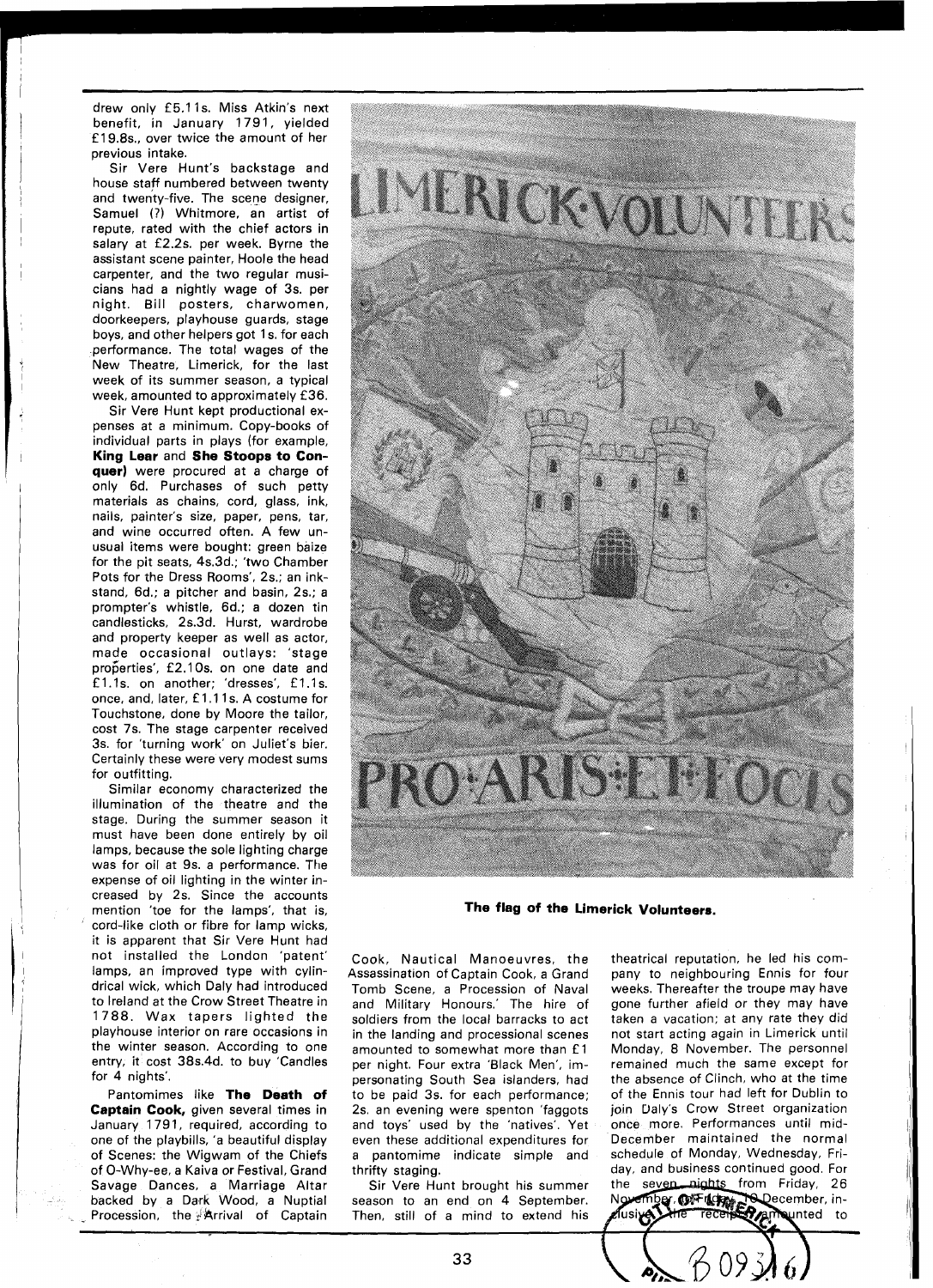drew only £5.11s. Miss Atkin's next benefit, in January 1791, yielded £19.8s., over twice the amount of her previous intake.

Sir Vere Hunt's backstage and house staff numbered between twenty and twenty-five. The scene designer, Samuel (?) Whitmore, an artist of repute, rated with the chief actors in salary at £2.2s. per week. Byrne the assistant scene painter, Hoole the head carpenter, and the two regular musicians had a nightly wage of 3s. per night. Bill posters, charwomen, doorkeepers, playhouse guards, stage boys, and other helpers got 1s. for each performance. The total wages of the New Theatre, Limerick, for the last week of its summer season, a typical week, amounted to approximately £36.

Sir Vere Hunt kept productional expenses at a minimum. Copy-books of individual parts in plays (for example, **King Lear** and **She Stoops to Conquer**) were procured at a charge of only 6d. Purchases of such petty materials as chains, cord, glass, ink, nails, painter's size, paper, pens, tar, and wine occurred often. A few unusual items were bought: green baize for the pit seats, 4s.3d.; 'two Chamber Pots for the Dress Rooms', 2s.; an inkstand, 6d.; a pitcher and basin, 2s.; a prompter's whistle, 6d.; a dozen tin candlesticks, 2s.3d. Hurst, wardrobe and property keeper as well as actor, made occasional outlays: 'stage properties', £2.10s. on one date and £1.1s. on another; 'dresses', £1.1s. once, and, later, £1.11s. A costume for Touchstone, done by Moore the tailor, cost 7s. The stage carpenter received 3s. for 'turning work' on Juliet's bier. Certainly these were very modest sums for outfitting.

Similar economy characterized the illumination of the theatre and the stage. During the summer season it must have been done entirely by oil lamps, because the sole lighting charge was for oil at 9s. a performance. The expense of oil lighting in the winter increased by 2s. Since the accounts mention 'toe for the lamps', that is, cord-like cloth or fibre for lamp wicks, it is apparent that Sir Vere Hunt had not installed the London 'patent' lamps, an improved type with cylindrical wick, which Daly had introduced to Ireland at the Crow Street Theatre in 1788. Wax tapers lighted the playhouse interior on rare occasions in the winter season. According to one entry, it cost 38s.4d. to buy 'Candles for 4 nights'.

Pantomimes like **The Death of Captain Cook,** given several times in January 1791, required, according to one of the playbills, 'a beautiful display of Scenes: the Wigwam of the Chiefs of O-Why-ee, a Kaiva or Festival, Grand Savage Dances, a Marriage Altar backed by a Dark Wood, a Nuptial Procession, the Arrival of Captain Cook, Nautical Manoeuvres, the Assassination of Captain Cook, a Grand Tomb Scene, a Procession of Naval and Military Honours.' The hire of soldiers from the local barracks to act in the landing and processional scenes amounted to somewhat more than £1 per night. Four extra 'Black Men', impersonating South Sea islanders, had to be paid 3s. for each performance; 2s. an evening were spenton 'faggots and toys' used by the 'natives'. Yet even these additional expenditures for a pantomime indicate simple and thrifty staging.

**The flag of the Limerick Volunteers.**

Sir Vere Hunt brought his summer season to an end on 4 September. Then, still of a mind to extend his theatrical reputation, he led his company to neighbouring Ennis for four weeks. Thereafter the troupe may have gone further afield or they may have taken a vacation; at any rate they did not start acting again in Limerick until Monday, 8 November. The personnel remained much the same except for the absence of Clinch, who at the time of the Ennis tour had left for Dublin to join Daly's Crow Street organization once more. Performances until mid-December maintained the normal schedule of Monday, Wednesday, Friday, and business continued good. For the seven nights from Friday, 26 November, to Friday, 10 December, inclusive, the receipts amounted to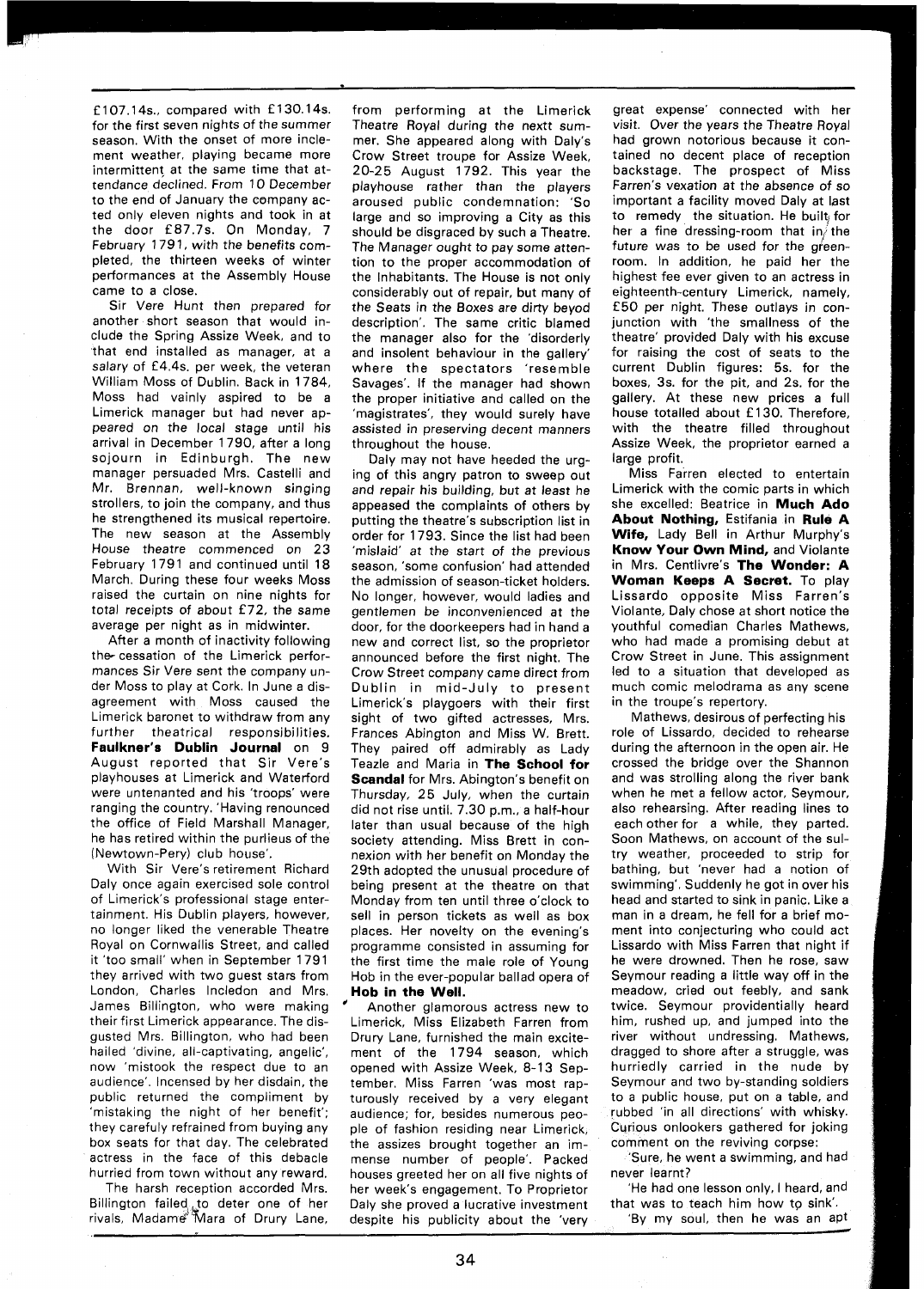£107.14s., compared with £130.14s. for the first seven nights of the summer season. With the onset of more inclement weather, playing became more intermittent at the same time that attendance declined. From 10 December to the end of January the company acted only eleven nights and took in at the door £87.7s. On Monday, 7 February 1791, with the benefits completed, the thirteen weeks of winter performances at the Assembly House came to a close.

Sir Vere Hunt then prepared for another short season that would include the Spring Assize Week, and to that end installed as manager, at a salary of £4.4s. per week, the veteran William Moss of Dublin. Back in 1784, Moss had vainly aspired to be a Limerick manager but had never appeared on the local stage until his arrival in December 1790, after a long sojourn in Edinburgh. The new manager persuaded Mrs. Castelli and Mr. Brennan, well-known singing strollers, to join the company, and thus he strengthened its musical repertoire. The new season at the Assembly House theatre commenced on 23 February 1791 and continued until 18 March. During these four weeks Moss raised the curtain on nine nights for total receipts of about £72, the same average per night as in midwinter.

After a month of inactivity following the cessation of the Limerick performances Sir Vere sent the company under Moss to play at Cork. In June a disagreement with Moss caused the Limerick baronet to withdraw from any further theatrical responsibilities. **Faulkner's Dublin Journal** on 9 August reported that Sir Vere's playhouses at Limerick and Waterford were untenanted and his 'troops' were ranging the country. 'Having renounced the office of Field Marshall Manager, he has retired within the purlieus of the (Newtown-Pery) club house'.

With Sir Vere's retirement Richard Daly once again exercised sole control of Limerick's professional stage entertainment. His Dublin players, however, no longer liked the venerable Theatre Royal on Cornwallis Street, and called it 'too small' when in September 1791 they arrived with two guest stars from London, Charles Incledon and Mrs. James Billington, who were making their first Limerick appearance. The disgusted Mrs. Billington, who had been hailed 'divine, all-captivating, angelic', now 'mistook the respect due to an audience'. Incensed by her disdain, the public returned the compliment by 'mistaking the night of her benefit'; they carefully refrained from buying any box seats for that day. The celebrated actress in the face of this debacle hurried from town without any reward.

The harsh reception accorded Mrs. Billington failed to deter one of her rivals, Madame Mara of Drury Lane, from performing at the Limerick Theatre Royal during the nextt summer. She appeared along with Daly's Crow Street troupe for Assize Week, 20-25 August 1792. This year the playhouse rather than the players aroused public condemnation: 'So large and so improving a City as this should be disgraced by such a Theatre. The Manager ought to pay some attention to the proper accommodation of the Inhabitants. The House is not only considerably out of repair, but many of the Seats in the Boxes are dirty beyod description'. The same critic blamed the manager also for the 'disorderly and insolent behaviour in the gallery' where the spectators 'resemble Savages'. If the manager had shown the proper initiative and called on the 'magistrates', they would surely have assisted in preserving decent manners throughout the house.

Daly may not have heeded the urging of this angry patron to sweep out and repair his building, but at least he appeased the complaints of others by putting the theatre's subscription list in order for 1793. Since the list had been 'mislaid' at the start of the previous season, 'some confusion' had attended the admission of season-ticket holders. No longer, however, would ladies and gentlemen be inconvenienced at the door, for the doorkeepers had in hand a new and correct list, so the proprietor announced before the first night. The Crow Street company came direct from Dublin in mid-July to present Limerick's playgoers with their first sight of two gifted actresses, Mrs. Frances Abington and Miss W. Brett. They paired off admirably as Lady Teazle and Maria in **The School for Scandal** for Mrs. Abington's benefit on Thursday, 25 July, when the curtain did not rise until 7.30 p.m., a half-hour later than usual because of the high society attending. Miss Brett in connexion with her benefit on Monday the 29th adopted the unusual procedure of being present at the theatre on that Monday from ten until three o'clock to sell in person tickets as well as box places. Her novelty on the evening's programme consisted in assuming for the first time the male role of Young Hob in the ever-popular ballad opera of **Hob in the Well.**

Another glamorous actress new to Limerick, Miss Elizabeth Farren from Drury Lane, furnished the main excitement of the 1794 season, which opened with Assize Week, 8-13 September. Miss Farren 'was most rapturously received by a very elegant audience; for, besides numerous people of fashion residing near Limerick, the assizes brought together an immense number of people'. Packed houses greeted her on all five nights of her week's engagement. To Proprietor Daly she proved a lucrative investment despite his publicity about the 'very great expense' connected with her visit. Over the years the Theatre Royal had grown notorious because it contained no decent place of reception backstage. The prospect of Miss Farren's vexation at the absence of so important a facility moved Daly at last to remedy the situation. He built for her a fine dressing-room that in the future was to be used for the green-room. In addition, he paid her the highest fee ever given to an actress in eighteenth-century Limerick, namely, £50 per night. These outlays in conjunction with 'the smallness of the theatre' provided Daly with his excuse for raising the cost of seats to the current Dublin figures: 5s. for the boxes, 3s. for the pit, and 2s. for the gallery. At these new prices a full house totalled about £130. Therefore, with the theatre filled throughout Assize Week, the proprietor earned a large profit.

Miss Farren elected to entertain Limerick with the comic parts in which she excelled: Beatrice in **Much Ado About Nothing,** Estifania in **Rule A Wife,** Lady Bell in Arthur Murphy's **Know Your Own Mind,** and Violante in Mrs. Centlivre's **The Wonder: A Woman Keeps A Secret.** To play Lissardo opposite Miss Farren's Violante, Daly chose at short notice the youthful comedian Charles Mathews, who had made a promising debut at Crow Street in June. This assignment led to a situation that developed as much comic melodrama as any scene in the troupe's repertory.

Mathews, desirous of perfecting his role of Lissardo, decided to rehearse during the afternoon in the open air. He crossed the bridge over the Shannon and was strolling along the river bank when he met a fellow actor, Seymour, also rehearsing. After reading lines to each other for a while, they parted. Soon Mathews, on account of the sultry weather, proceeded to strip for bathing, but 'never had a notion of swimming'. Suddenly he got in over his head and started to sink in panic. Like a man in a dream, he fell for a brief moment into conjecturing who could act Lissardo with Miss Farren that night if he were drowned. Then he rose, saw Seymour reading a little way off in the meadow, cried out feebly, and sank twice. Seymour providentially heard him, rushed up, and jumped into the river without undressing. Mathews, dragged to shore after a struggle, was hurriedly carried in the nude by Seymour and two by-standing soldiers to a public house, put on a table, and rubbed 'in all directions' with whisky. Curious onlookers gathered for joking comment on the reviving corpse:

'Sure, he went a swimming, and had never learnt?

'He had one lesson only, I heard, and that was to teach him how to sink'.

'By my soul, then he was an apt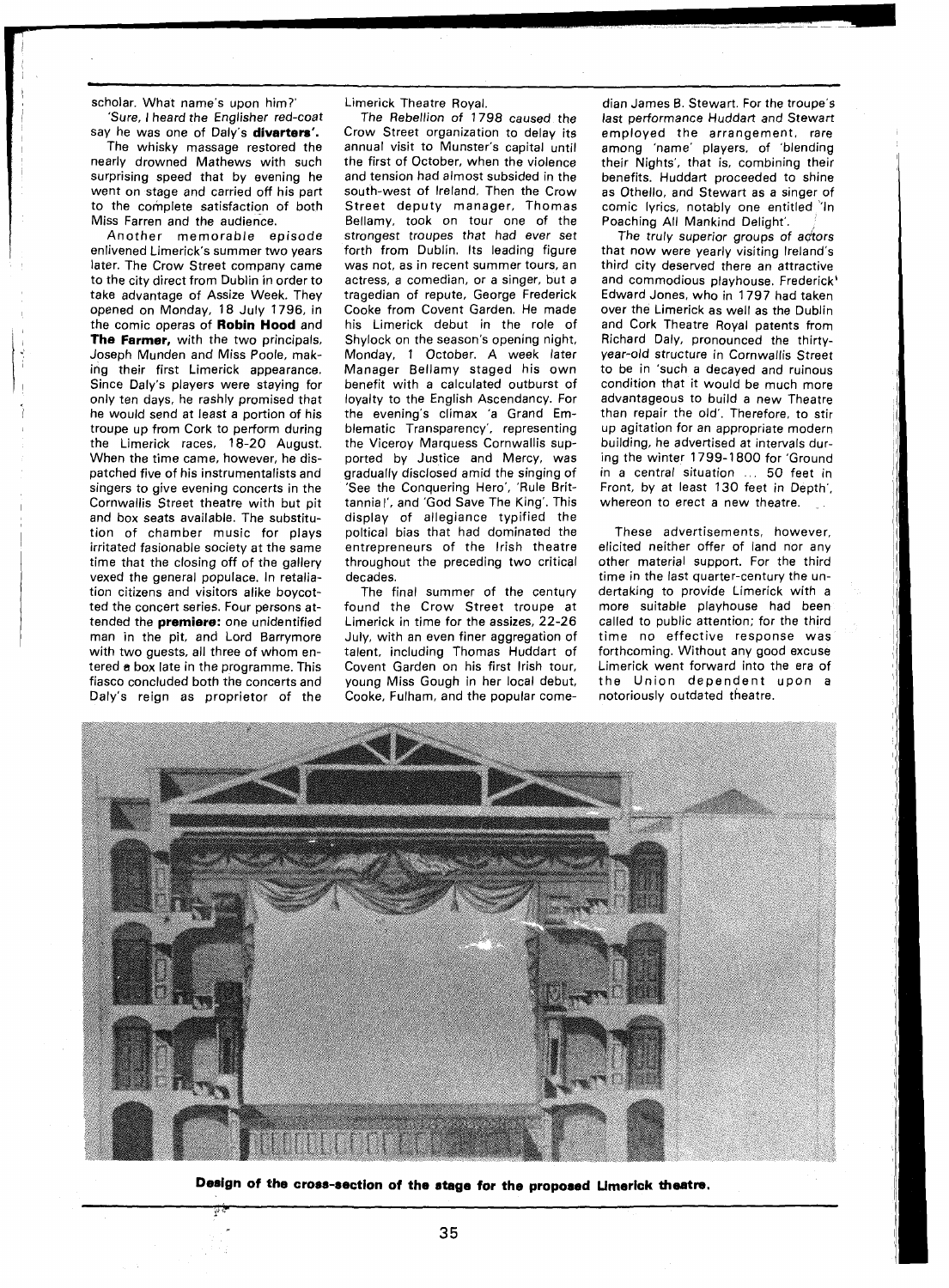scholar. What name's upon him?'

*'Sure, I heard the Englisher red-coat say he was one of Daly's* **divarters**'.

The whisky massage restored the nearly drowned Mathews with such surprising speed that by evening he went on stage and carried off his part to the complete satisfaction of both Miss Farren and the audience.

Another memorable episode enlivened Limerick's summer two years later. The Crow Street company came to the city direct from Dublin in order to take advantage of Assize Week. They opened on Monday, 18 July 1796, in the comic operas of **Robin Hood** and **The Farmer,** with the two principals, Joseph Munden and Miss Poole, making their first Limerick appearance. Since Daly's players were staying for only ten days, he rashly promised that he would send at least a portion of his troupe up from Cork to perform during the Limerick races, 18-20 August. When the time came, however, he dispatched five of his instrumentalists and singers to give evening concerts in the Cornwallis Street theatre with but pit and box seats available. The substitution of chamber music for plays irritated fasionable society at the same time that the closing off of the gallery vexed the general populace. In retaliation citizens and visitors alike boycotted the concert series. Four persons attended the **premiere:** one unidentified man in the pit, and Lord Barrymore with two guests, all three of whom entered a box late in the programme. This fiasco concluded both the concerts and Daly's reign as proprietor of the Limerick Theatre Royal.

The Rebellion of 1798 caused the Crow Street organization to delay its annual visit to Munster's capital until the first of October, when the violence and tension had almost subsided in the south-west of Ireland. Then the Crow Street deputy manager, Thomas Bellamy, took on tour one of the strongest troupes that had ever set forth from Dublin. Its leading figure was not, as in recent summer tours, an actress, a comedian, or a singer, but a tragedian of repute, George Frederick Cooke from Covent Garden. He made his Limerick debut in the role of Shylock on the season's opening night, Monday, 1 October. A week later Manager Bellamy staged his own benefit with a calculated outburst of loyalty to the English Ascendancy. For the evening's climax 'a Grand Emblematic Transparency', representing the Viceroy Marquess Cornwallis supported by Justice and Mercy, was gradually disclosed amid the singing of 'See the Conquering Hero', 'Rule Brittannia!', and 'God Save The King'. This display of allegiance typified the poltical bias that had dominated the entrepreneurs of the Irish theatre throughout the preceding two critical decades.

The final summer of the century found the Crow Street troupe at Limerick in time for the assizes, 22-26 July, with an even finer aggregation of talent, including Thomas Huddart of Covent Garden on his first Irish tour, young Miss Gough in her local debut, Cooke, Fulham, and the popular comedian James B. Stewart. For the troupe's last performance Huddart and Stewart employed the arrangement, rare among 'name' players, of 'blending their Nights', that is, combining their benefits. Huddart proceeded to shine as Othello, and Stewart as a singer of comic lyrics, notably one entitled 'In Poaching All Mankind Delight'.

The truly superior groups of actors that now were yearly visiting Ireland's third city deserved there an attractive and commodious playhouse. Frederick Edward Jones, who in 1797 had taken over the Limerick as well as the Dublin and Cork Theatre Royal patents from Richard Daly, pronounced the thirty-year-old structure in Cornwallis Street to be in 'such a decayed and ruinous condition that it would be much more advantageous to build a new Theatre than repair the old'. Therefore, to stir up agitation for an appropriate modern building, he advertised at intervals during the winter 1799-1800 for 'Ground in a central situation ... 50 feet in Front, by at least 130 feet in Depth', whereon to erect a new theatre.

These advertisements, however, elicited neither offer of land nor any other material support. For the third time in the last quarter-century the undertaking to provide Limerick with a more suitable playhouse had been called to public attention; for the third time no effective response was forthcoming. Without any good excuse Limerick went forward into the era of the Union dependent upon a notoriously outdated theatre.

**Design of the cross-section of the stage for the proposed Limerick theatre.**